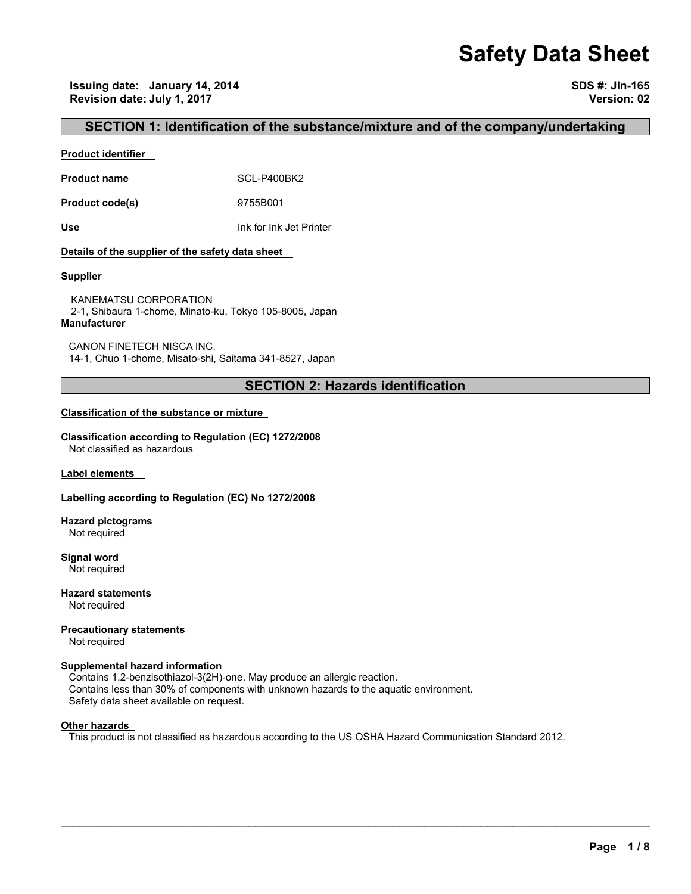# Safety Data Sheet

**Issuing date: January 14, 2014**
**Revision date: July 1, 2017**

**SDS #: JIn-165**
**Version: 02**

## SECTION 1: Identification of the substance/mixture and of the company/undertaking

**Product identifier**

**Product name** SCL-P400BK2

**Product code(s)** 9755B001

**Use** Ink for Ink Jet Printer

**Details of the supplier of the safety data sheet**

**Supplier**

KANEMATSU CORPORATION
2-1, Shibaura 1-chome, Minato-ku, Tokyo 105-8005, Japan

**Manufacturer**

CANON FINETECH NISCA INC.
14-1, Chuo 1-chome, Misato-shi, Saitama 341-8527, Japan

## SECTION 2: Hazards identification

**Classification of the substance or mixture**

**Classification according to Regulation (EC) 1272/2008**
Not classified as hazardous

**Label elements**

**Labelling according to Regulation (EC) No 1272/2008**

**Hazard pictograms**
Not required

**Signal word**
Not required

**Hazard statements**
Not required

**Precautionary statements**
Not required

**Supplemental hazard information**
Contains 1,2-benzisothiazol-3(2H)-one. May produce an allergic reaction.
Contains less than 30% of components with unknown hazards to the aquatic environment.
Safety data sheet available on request.

**Other hazards**
This product is not classified as hazardous according to the US OSHA Hazard Communication Standard 2012.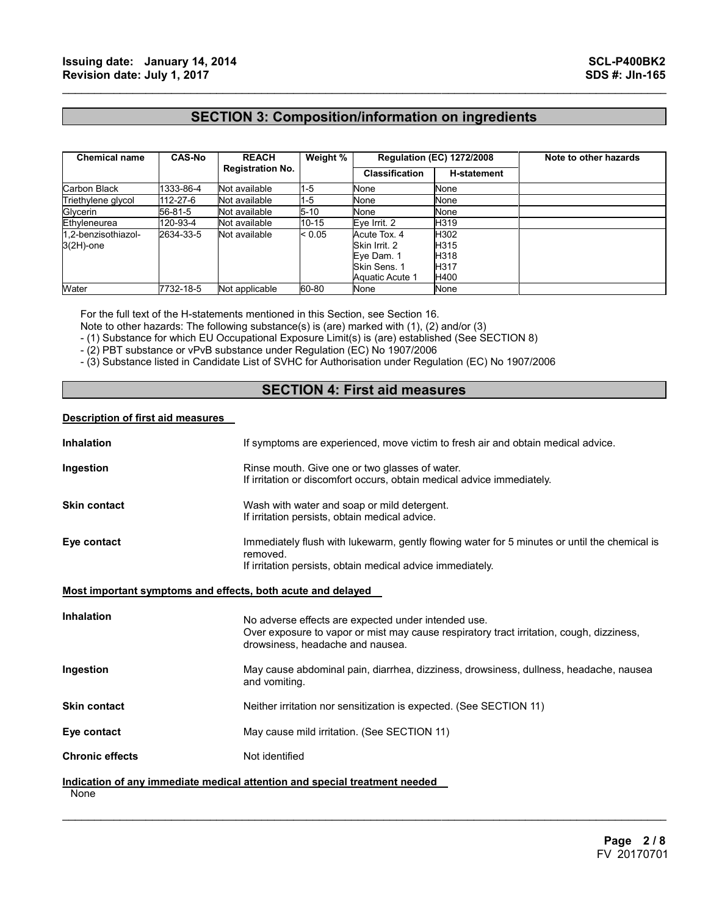## SECTION 3: Composition/information on ingredients

| Chemical name | CAS-No | REACH Registration No. | Weight % | Regulation (EC) 1272/2008 | | Note to other hazards |
|---|---|---|---|---|---|---|
| | | | | Classification | H-statement | |
| Carbon Black | 1333-86-4 | Not available | 1-5 | None | None | |
| Triethylene glycol | 112-27-6 | Not available | 1-5 | None | None | |
| Glycerin | 56-81-5 | Not available | 5-10 | None | None | |
| Ethyleneurea | 120-93-4 | Not available | 10-15 | Eye Irrit. 2 | H319 | |
| 1,2-benzisothiazol-3(2H)-one | 2634-33-5 | Not available | < 0.05 | Acute Tox. 4<br>Skin Irrit. 2<br>Eye Dam. 1<br>Skin Sens. 1<br>Aquatic Acute 1 | H302<br>H315<br>H318<br>H317<br>H400 | |
| Water | 7732-18-5 | Not applicable | 60-80 | None | None | |

For the full text of the H-statements mentioned in this Section, see Section 16.
Note to other hazards: The following substance(s) is (are) marked with (1), (2) and/or (3)
- (1) Substance for which EU Occupational Exposure Limit(s) is (are) established (See SECTION 8)
- (2) PBT substance or vPvB substance under Regulation (EC) No 1907/2006
- (3) Substance listed in Candidate List of SVHC for Authorisation under Regulation (EC) No 1907/2006

## SECTION 4: First aid measures

**Description of first aid measures**

**Inhalation** — If symptoms are experienced, move victim to fresh air and obtain medical advice.

**Ingestion** — Rinse mouth. Give one or two glasses of water.
If irritation or discomfort occurs, obtain medical advice immediately.

**Skin contact** — Wash with water and soap or mild detergent.
If irritation persists, obtain medical advice.

**Eye contact** — Immediately flush with lukewarm, gently flowing water for 5 minutes or until the chemical is removed.
If irritation persists, obtain medical advice immediately.

**Most important symptoms and effects, both acute and delayed**

**Inhalation** — No adverse effects are expected under intended use.
Over exposure to vapor or mist may cause respiratory tract irritation, cough, dizziness, drowsiness, headache and nausea.

**Ingestion** — May cause abdominal pain, diarrhea, dizziness, drowsiness, dullness, headache, nausea and vomiting.

**Skin contact** — Neither irritation nor sensitization is expected. (See SECTION 11)

**Eye contact** — May cause mild irritation. (See SECTION 11)

**Chronic effects** — Not identified

**Indication of any immediate medical attention and special treatment needed**

None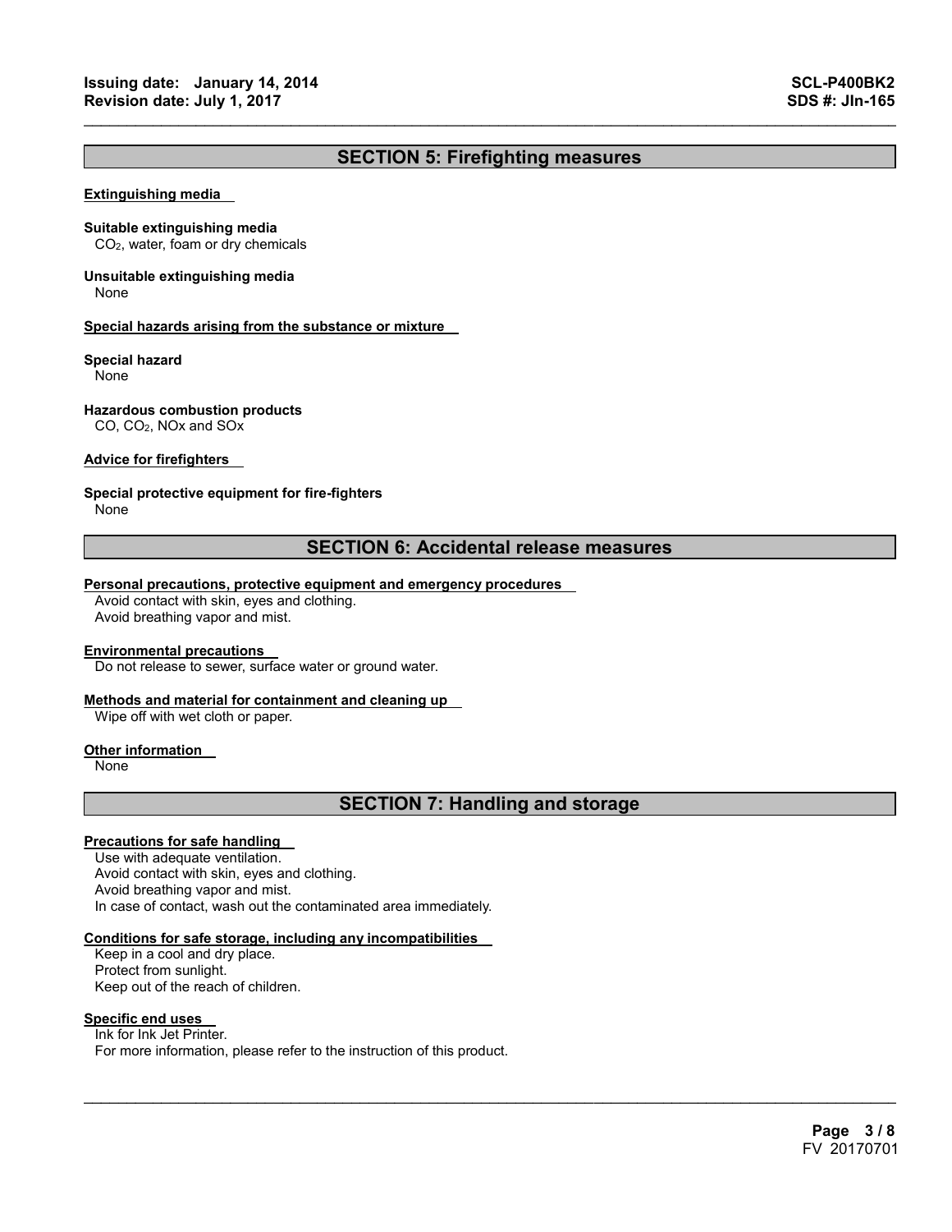## SECTION 5: Firefighting measures

**Extinguishing media**

**Suitable extinguishing media**
$CO_2$, water, foam or dry chemicals

**Unsuitable extinguishing media**
None

**Special hazards arising from the substance or mixture**

**Special hazard**
None

**Hazardous combustion products**
CO, $CO_2$, NOx and SOx

**Advice for firefighters**

**Special protective equipment for fire-fighters**
None

## SECTION 6: Accidental release measures

**Personal precautions, protective equipment and emergency procedures**
Avoid contact with skin, eyes and clothing.
Avoid breathing vapor and mist.

**Environmental precautions**
Do not release to sewer, surface water or ground water.

**Methods and material for containment and cleaning up**
Wipe off with wet cloth or paper.

**Other information**
None

## SECTION 7: Handling and storage

**Precautions for safe handling**
Use with adequate ventilation.
Avoid contact with skin, eyes and clothing.
Avoid breathing vapor and mist.
In case of contact, wash out the contaminated area immediately.

**Conditions for safe storage, including any incompatibilities**
Keep in a cool and dry place.
Protect from sunlight.
Keep out of the reach of children.

**Specific end uses**
Ink for Ink Jet Printer.
For more information, please refer to the instruction of this product.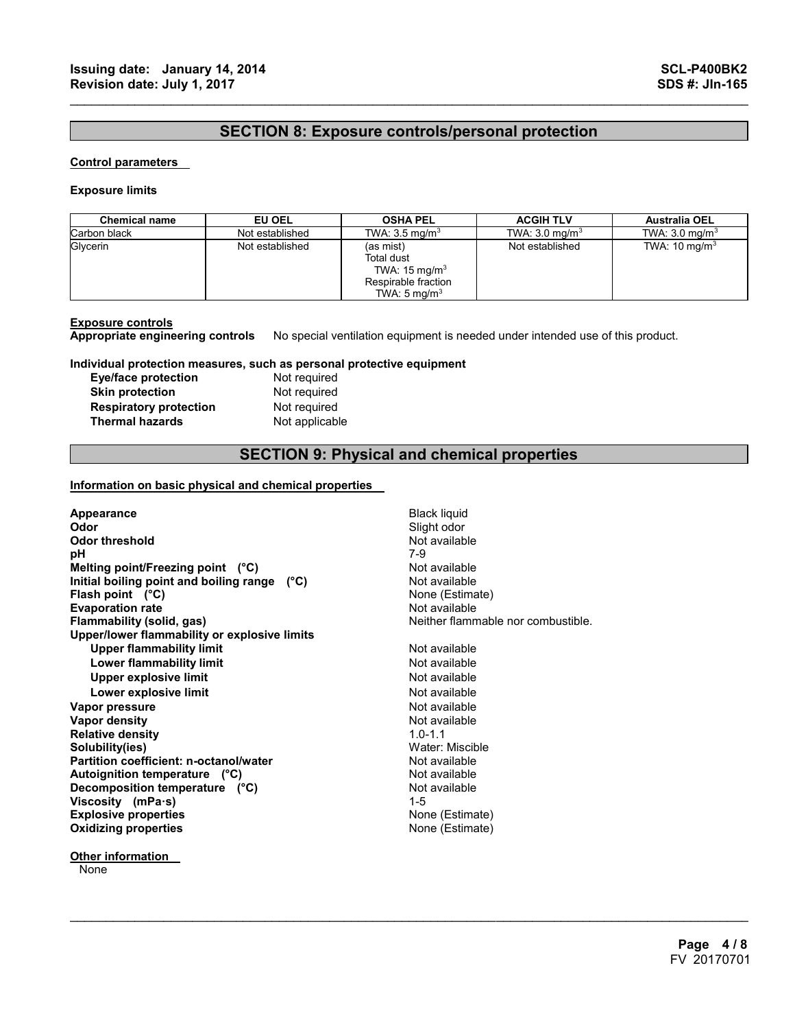## SECTION 8: Exposure controls/personal protection

**Control parameters**

**Exposure limits**

| Chemical name | EU OEL | OSHA PEL | ACGIH TLV | Australia OEL |
|---|---|---|---|---|
| Carbon black | Not established | TWA: 3.5 mg/m$^3$ | TWA: 3.0 mg/m$^3$ | TWA: 3.0 mg/m$^3$ |
| Glycerin | Not established | (as mist)<br>Total dust<br>TWA: 15 mg/m$^3$<br>Respirable fraction<br>TWA: 5 mg/m$^3$ | Not established | TWA: 10 mg/m$^3$ |

**Exposure controls**

**Appropriate engineering controls** No special ventilation equipment is needed under intended use of this product.

**Individual protection measures, such as personal protective equipment**

- **Eye/face protection** Not required
- **Skin protection** Not required
- **Respiratory protection** Not required
- **Thermal hazards** Not applicable

## SECTION 9: Physical and chemical properties

**Information on basic physical and chemical properties**

| | |
|---|---|
| **Appearance** | Black liquid |
| **Odor** | Slight odor |
| **Odor threshold** | Not available |
| **pH** | 7-9 |
| **Melting point/Freezing point (°C)** | Not available |
| **Initial boiling point and boiling range (°C)** | Not available |
| **Flash point (°C)** | None (Estimate) |
| **Evaporation rate** | Not available |
| **Flammability (solid, gas)** | Neither flammable nor combustible. |
| **Upper/lower flammability or explosive limits** | |
| **Upper flammability limit** | Not available |
| **Lower flammability limit** | Not available |
| **Upper explosive limit** | Not available |
| **Lower explosive limit** | Not available |
| **Vapor pressure** | Not available |
| **Vapor density** | Not available |
| **Relative density** | 1.0-1.1 |
| **Solubility(ies)** | Water: Miscible |
| **Partition coefficient: n-octanol/water** | Not available |
| **Autoignition temperature (°C)** | Not available |
| **Decomposition temperature (°C)** | Not available |
| **Viscosity (mPa·s)** | 1-5 |
| **Explosive properties** | None (Estimate) |
| **Oxidizing properties** | None (Estimate) |

**Other information**

None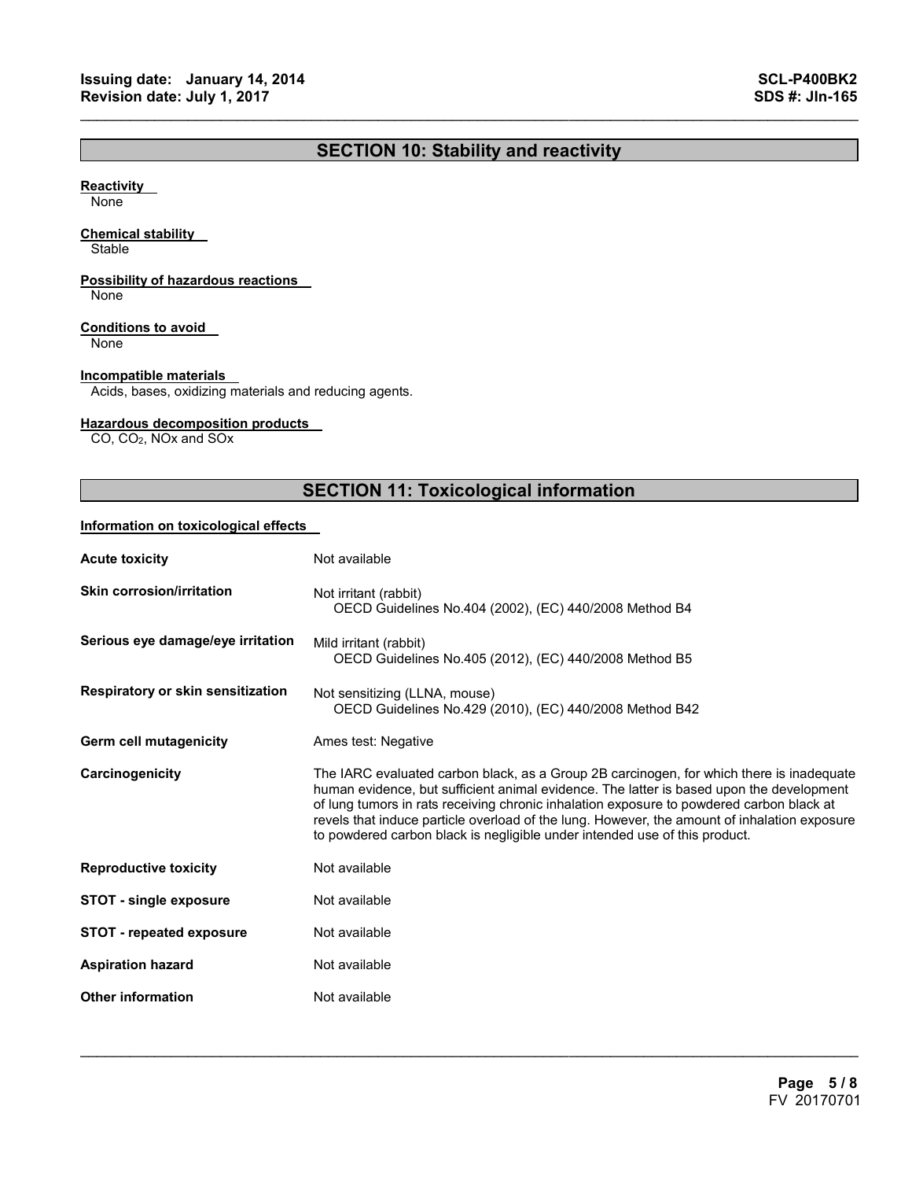## SECTION 10: Stability and reactivity

**Reactivity**

None

**Chemical stability**

Stable

**Possibility of hazardous reactions**

None

**Conditions to avoid**

None

**Incompatible materials**

Acids, bases, oxidizing materials and reducing agents.

**Hazardous decomposition products**

CO, $CO_2$, NOx and SOx

## SECTION 11: Toxicological information

**Information on toxicological effects**

| | |
|---|---|
| **Acute toxicity** | Not available |
| **Skin corrosion/irritation** | Not irritant (rabbit)<br>OECD Guidelines No.404 (2002), (EC) 440/2008 Method B4 |
| **Serious eye damage/eye irritation** | Mild irritant (rabbit)<br>OECD Guidelines No.405 (2012), (EC) 440/2008 Method B5 |
| **Respiratory or skin sensitization** | Not sensitizing (LLNA, mouse)<br>OECD Guidelines No.429 (2010), (EC) 440/2008 Method B42 |
| **Germ cell mutagenicity** | Ames test: Negative |
| **Carcinogenicity** | The IARC evaluated carbon black, as a Group 2B carcinogen, for which there is inadequate human evidence, but sufficient animal evidence. The latter is based upon the development of lung tumors in rats receiving chronic inhalation exposure to powdered carbon black at revels that induce particle overload of the lung. However, the amount of inhalation exposure to powdered carbon black is negligible under intended use of this product. |
| **Reproductive toxicity** | Not available |
| **STOT - single exposure** | Not available |
| **STOT - repeated exposure** | Not available |
| **Aspiration hazard** | Not available |
| **Other information** | Not available |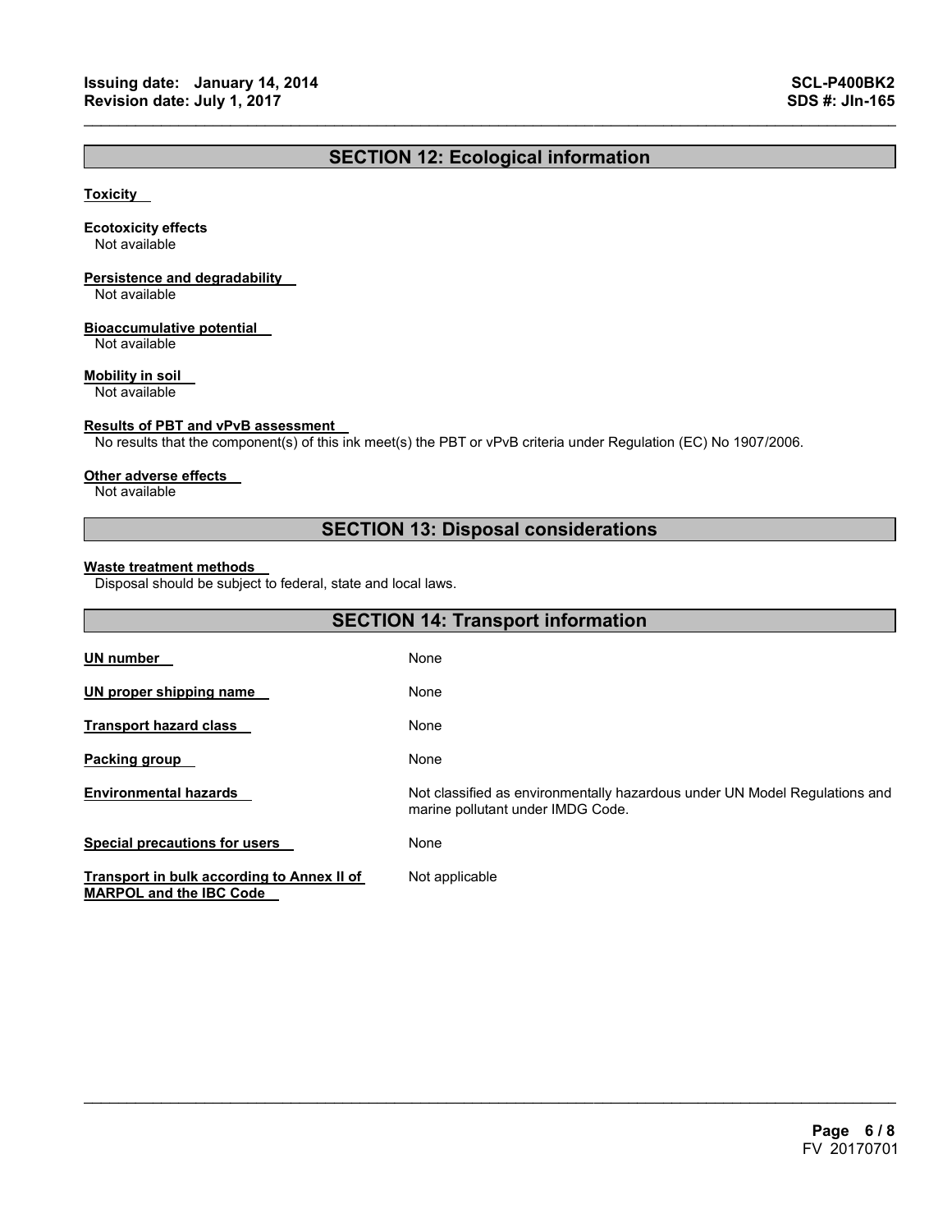## SECTION 12: Ecological information

**Toxicity**

**Ecotoxicity effects**
Not available

**Persistence and degradability**
Not available

**Bioaccumulative potential**
Not available

**Mobility in soil**
Not available

**Results of PBT and vPvB assessment**
No results that the component(s) of this ink meet(s) the PBT or vPvB criteria under Regulation (EC) No 1907/2006.

**Other adverse effects**
Not available

## SECTION 13: Disposal considerations

**Waste treatment methods**
Disposal should be subject to federal, state and local laws.

## SECTION 14: Transport information

| | |
|---|---|
| **UN number** | None |
| **UN proper shipping name** | None |
| **Transport hazard class** | None |
| **Packing group** | None |
| **Environmental hazards** | Not classified as environmentally hazardous under UN Model Regulations and marine pollutant under IMDG Code. |
| **Special precautions for users** | None |
| **Transport in bulk according to Annex II of MARPOL and the IBC Code** | Not applicable |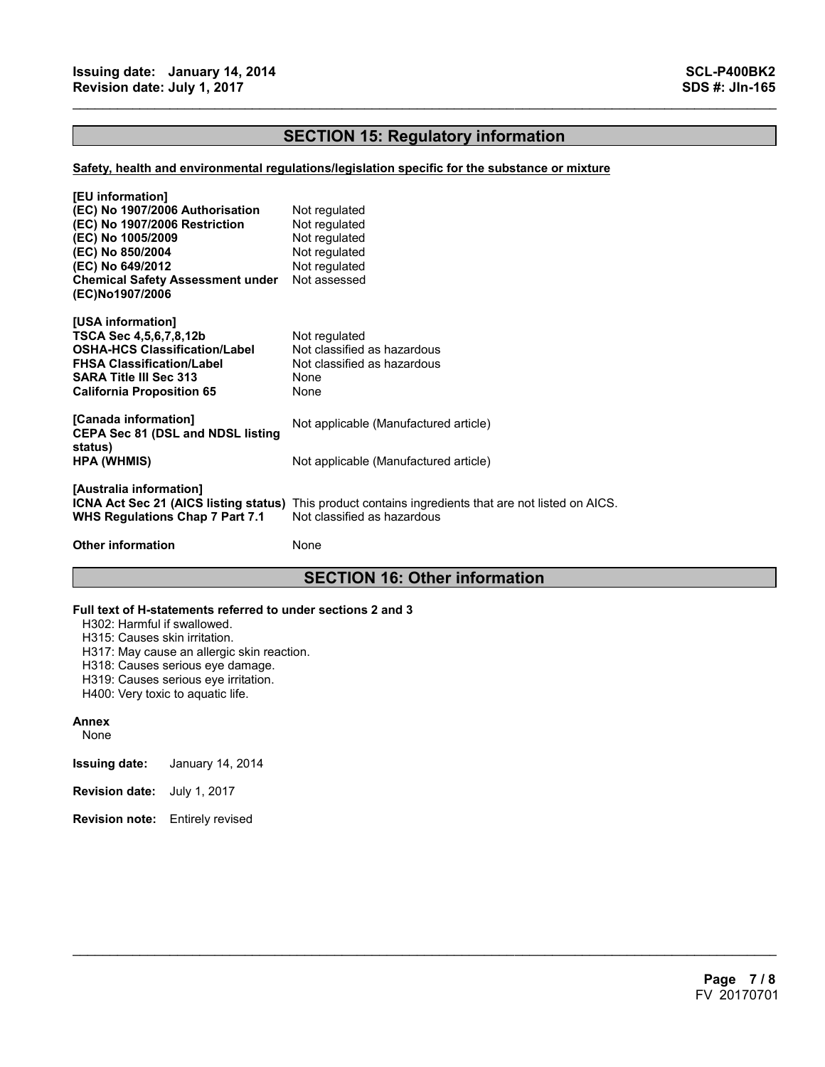## SECTION 15: Regulatory information

**Safety, health and environmental regulations/legislation specific for the substance or mixture**

**[EU information]**

| | |
|---|---|
| **(EC) No 1907/2006 Authorisation** | Not regulated |
| **(EC) No 1907/2006 Restriction** | Not regulated |
| **(EC) No 1005/2009** | Not regulated |
| **(EC) No 850/2004** | Not regulated |
| **(EC) No 649/2012** | Not regulated |
| **Chemical Safety Assessment under (EC)No1907/2006** | Not assessed |

**[USA information]**

| | |
|---|---|
| **TSCA Sec 4,5,6,7,8,12b** | Not regulated |
| **OSHA-HCS Classification/Label** | Not classified as hazardous |
| **FHSA Classification/Label** | Not classified as hazardous |
| **SARA Title III Sec 313** | None |
| **California Proposition 65** | None |

**[Canada information]**

| | |
|---|---|
| **CEPA Sec 81 (DSL and NDSL listing status)** | Not applicable (Manufactured article) |
| **HPA (WHMIS)** | Not applicable (Manufactured article) |

**[Australia information]**

| | |
|---|---|
| **ICNA Act Sec 21 (AICS listing status)** | This product contains ingredients that are not listed on AICS. |
| **WHS Regulations Chap 7 Part 7.1** | Not classified as hazardous |

**Other information** None

## SECTION 16: Other information

**Full text of H-statements referred to under sections 2 and 3**

H302: Harmful if swallowed.
H315: Causes skin irritation.
H317: May cause an allergic skin reaction.
H318: Causes serious eye damage.
H319: Causes serious eye irritation.
H400: Very toxic to aquatic life.

**Annex**

None

**Issuing date:** January 14, 2014

**Revision date:** July 1, 2017

**Revision note:** Entirely revised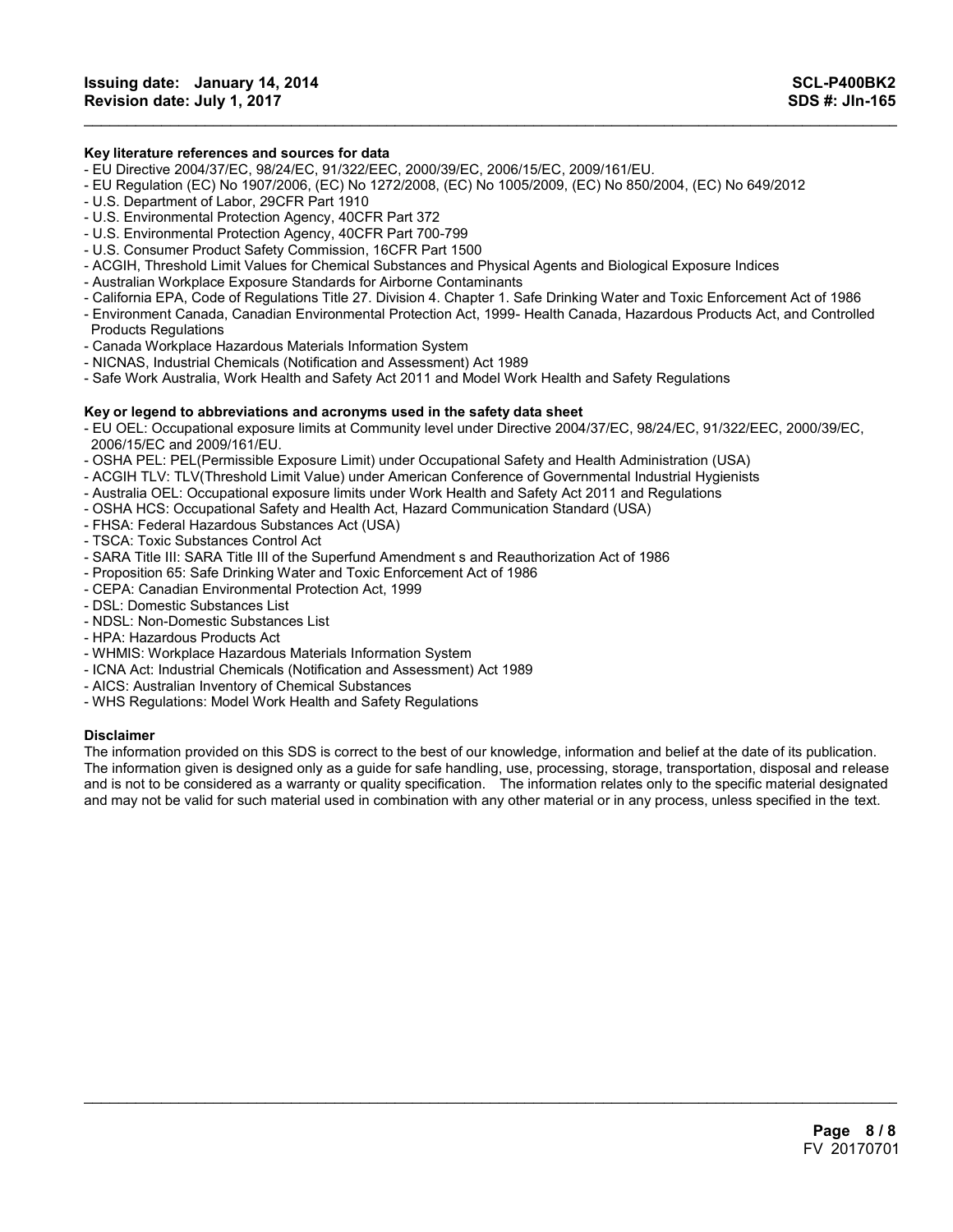**Key literature references and sources for data**

- EU Directive 2004/37/EC, 98/24/EC, 91/322/EEC, 2000/39/EC, 2006/15/EC, 2009/161/EU.
- EU Regulation (EC) No 1907/2006, (EC) No 1272/2008, (EC) No 1005/2009, (EC) No 850/2004, (EC) No 649/2012
- U.S. Department of Labor, 29CFR Part 1910
- U.S. Environmental Protection Agency, 40CFR Part 372
- U.S. Environmental Protection Agency, 40CFR Part 700-799
- U.S. Consumer Product Safety Commission, 16CFR Part 1500
- ACGIH, Threshold Limit Values for Chemical Substances and Physical Agents and Biological Exposure Indices
- Australian Workplace Exposure Standards for Airborne Contaminants
- California EPA, Code of Regulations Title 27. Division 4. Chapter 1. Safe Drinking Water and Toxic Enforcement Act of 1986
- Environment Canada, Canadian Environmental Protection Act, 1999- Health Canada, Hazardous Products Act, and Controlled Products Regulations
- Canada Workplace Hazardous Materials Information System
- NICNAS, Industrial Chemicals (Notification and Assessment) Act 1989
- Safe Work Australia, Work Health and Safety Act 2011 and Model Work Health and Safety Regulations

**Key or legend to abbreviations and acronyms used in the safety data sheet**

- EU OEL: Occupational exposure limits at Community level under Directive 2004/37/EC, 98/24/EC, 91/322/EEC, 2000/39/EC, 2006/15/EC and 2009/161/EU.
- OSHA PEL: PEL(Permissible Exposure Limit) under Occupational Safety and Health Administration (USA)
- ACGIH TLV: TLV(Threshold Limit Value) under American Conference of Governmental Industrial Hygienists
- Australia OEL: Occupational exposure limits under Work Health and Safety Act 2011 and Regulations
- OSHA HCS: Occupational Safety and Health Act, Hazard Communication Standard (USA)
- FHSA: Federal Hazardous Substances Act (USA)
- TSCA: Toxic Substances Control Act
- SARA Title III: SARA Title III of the Superfund Amendment s and Reauthorization Act of 1986
- Proposition 65: Safe Drinking Water and Toxic Enforcement Act of 1986
- CEPA: Canadian Environmental Protection Act, 1999
- DSL: Domestic Substances List
- NDSL: Non-Domestic Substances List
- HPA: Hazardous Products Act
- WHMIS: Workplace Hazardous Materials Information System
- ICNA Act: Industrial Chemicals (Notification and Assessment) Act 1989
- AICS: Australian Inventory of Chemical Substances
- WHS Regulations: Model Work Health and Safety Regulations

**Disclaimer**

The information provided on this SDS is correct to the best of our knowledge, information and belief at the date of its publication. The information given is designed only as a guide for safe handling, use, processing, storage, transportation, disposal and release and is not to be considered as a warranty or quality specification. The information relates only to the specific material designated and may not be valid for such material used in combination with any other material or in any process, unless specified in the text.